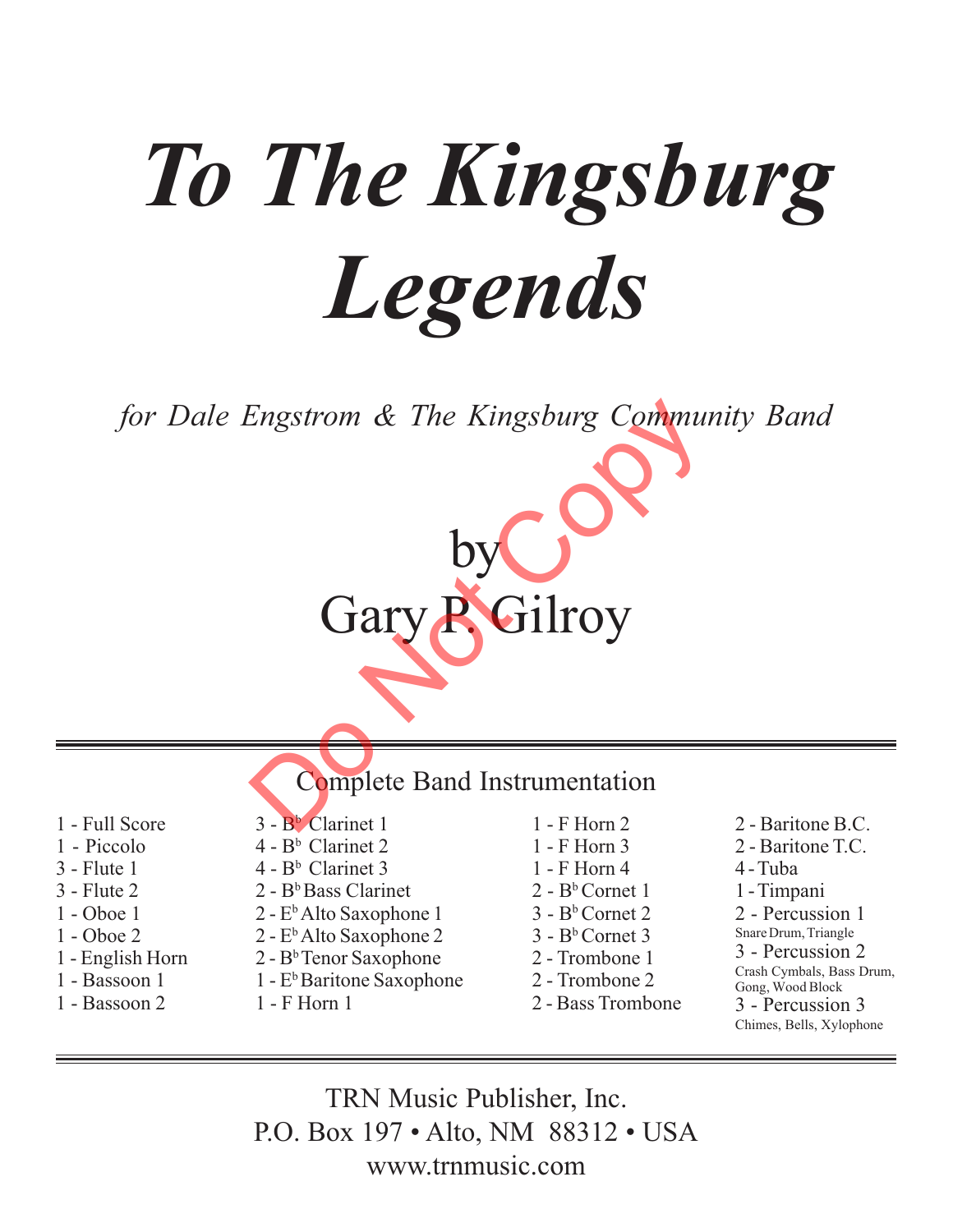# *To The Kingsburg Legends*

*for Dale Engstrom & The Kingsburg Community Band*

by
Gary P. Gilroy

Do Not Copy

## Complete Band Instrumentation

- 1 - Full Score
- 1 - Piccolo
- 3 - Flute 1
- 3 - Flute 2
- 1 - Oboe 1
- 1 - Oboe 2
- 1 - English Horn
- 1 - Bassoon 1
- 1 - Bassoon 2
- 3 - B♭ Clarinet 1
- 4 - B♭ Clarinet 2
- 4 - B♭ Clarinet 3
- 2 - B♭ Bass Clarinet
- 2 - E♭ Alto Saxophone 1
- 2 - E♭ Alto Saxophone 2
- 2 - B♭ Tenor Saxophone
- 1 - E♭ Baritone Saxophone
- 1 - F Horn 1
- 1 - F Horn 2
- 1 - F Horn 3
- 1 - F Horn 4
- 2 - B♭ Cornet 1
- 3 - B♭ Cornet 2
- 3 - B♭ Cornet 3
- 2 - Trombone 1
- 2 - Trombone 2
- 2 - Bass Trombone
- 2 - Baritone B.C.
- 2 - Baritone T.C.
- 4 - Tuba
- 1 - Timpani
- 2 - Percussion 1
  Snare Drum, Triangle
- 3 - Percussion 2
  Crash Cymbals, Bass Drum, Gong, Wood Block
- 3 - Percussion 3
  Chimes, Bells, Xylophone

TRN Music Publisher, Inc.
P.O. Box 197 • Alto, NM 88312 • USA
www.trnmusic.com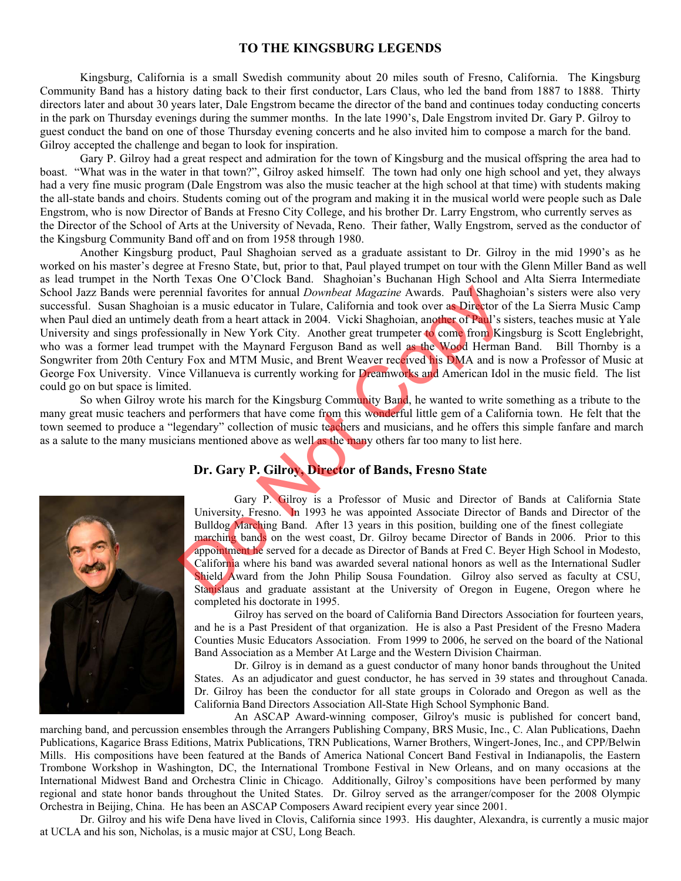## TO THE KINGSBURG LEGENDS

Kingsburg, California is a small Swedish community about 20 miles south of Fresno, California. The Kingsburg Community Band has a history dating back to their first conductor, Lars Claus, who led the band from 1887 to 1888. Thirty directors later and about 30 years later, Dale Engstrom became the director of the band and continues today conducting concerts in the park on Thursday evenings during the summer months. In the late 1990's, Dale Engstrom invited Dr. Gary P. Gilroy to guest conduct the band on one of those Thursday evening concerts and he also invited him to compose a march for the band. Gilroy accepted the challenge and began to look for inspiration.

Gary P. Gilroy had a great respect and admiration for the town of Kingsburg and the musical offspring the area had to boast. "What was in the water in that town?", Gilroy asked himself. The town had only one high school and yet, they always had a very fine music program (Dale Engstrom was also the music teacher at the high school at that time) with students making the all-state bands and choirs. Students coming out of the program and making it in the musical world were people such as Dale Engstrom, who is now Director of Bands at Fresno City College, and his brother Dr. Larry Engstrom, who currently serves as the Director of the School of Arts at the University of Nevada, Reno. Their father, Wally Engstrom, served as the conductor of the Kingsburg Community Band off and on from 1958 through 1980.

Another Kingsburg product, Paul Shaghoian served as a graduate assistant to Dr. Gilroy in the mid 1990's as he worked on his master's degree at Fresno State, but, prior to that, Paul played trumpet on tour with the Glenn Miller Band as well as lead trumpet in the North Texas One O'Clock Band. Shaghoian's Buchanan High School and Alta Sierra Intermediate School Jazz Bands were perennial favorites for annual *Downbeat Magazine* Awards. Paul Shaghoian's sisters were also very successful. Susan Shaghoian is a music educator in Tulare, California and took over as Director of the La Sierra Music Camp when Paul died an untimely death from a heart attack in 2004. Vicki Shaghoian, another of Paul's sisters, teaches music at Yale University and sings professionally in New York City. Another great trumpeter to come from Kingsburg is Scott Englebright, who was a former lead trumpet with the Maynard Ferguson Band as well as the Wood Herman Band. Bill Thornby is a Songwriter from 20th Century Fox and MTM Music, and Brent Weaver received his DMA and is now a Professor of Music at George Fox University. Vince Villanueva is currently working for Dreamworks and American Idol in the music field. The list could go on but space is limited.

So when Gilroy wrote his march for the Kingsburg Community Band, he wanted to write something as a tribute to the many great music teachers and performers that have come from this wonderful little gem of a California town. He felt that the town seemed to produce a "legendary" collection of music teachers and musicians, and he offers this simple fanfare and march as a salute to the many musicians mentioned above as well as the many others far too many to list here.

## Dr. Gary P. Gilroy, Director of Bands, Fresno State

Gary P. Gilroy is a Professor of Music and Director of Bands at California State University, Fresno. In 1993 he was appointed Associate Director of Bands and Director of the Bulldog Marching Band. After 13 years in this position, building one of the finest collegiate marching bands on the west coast, Dr. Gilroy became Director of Bands in 2006. Prior to this appointment he served for a decade as Director of Bands at Fred C. Beyer High School in Modesto, California where his band was awarded several national honors as well as the International Sudler Shield Award from the John Philip Sousa Foundation. Gilroy also served as faculty at CSU, Stanislaus and graduate assistant at the University of Oregon in Eugene, Oregon where he completed his doctorate in 1995.

Gilroy has served on the board of California Band Directors Association for fourteen years, and he is a Past President of that organization. He is also a Past President of the Fresno Madera Counties Music Educators Association. From 1999 to 2006, he served on the board of the National Band Association as a Member At Large and the Western Division Chairman.

Dr. Gilroy is in demand as a guest conductor of many honor bands throughout the United States. As an adjudicator and guest conductor, he has served in 39 states and throughout Canada. Dr. Gilroy has been the conductor for all state groups in Colorado and Oregon as well as the California Band Directors Association All-State High School Symphonic Band.

An ASCAP Award-winning composer, Gilroy's music is published for concert band, marching band, and percussion ensembles through the Arrangers Publishing Company, BRS Music, Inc., C. Alan Publications, Daehn Publications, Kagarice Brass Editions, Matrix Publications, TRN Publications, Warner Brothers, Wingert-Jones, Inc., and CPP/Belwin Mills. His compositions have been featured at the Bands of America National Concert Band Festival in Indianapolis, the Eastern Trombone Workshop in Washington, DC, the International Trombone Festival in New Orleans, and on many occasions at the International Midwest Band and Orchestra Clinic in Chicago. Additionally, Gilroy's compositions have been performed by many regional and state honor bands throughout the United States. Dr. Gilroy served as the arranger/composer for the 2008 Olympic Orchestra in Beijing, China. He has been an ASCAP Composers Award recipient every year since 2001.

Dr. Gilroy and his wife Dena have lived in Clovis, California since 1993. His daughter, Alexandra, is currently a music major at UCLA and his son, Nicholas, is a music major at CSU, Long Beach.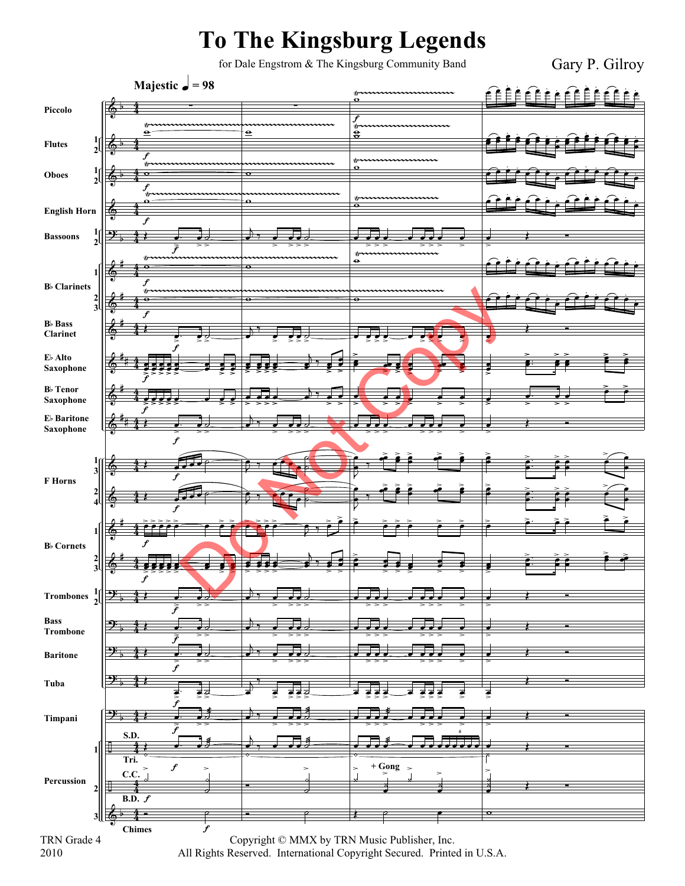# To The Kingsburg Legends

for Dale Engstrom & The Kingsburg Community Band

Gary P. Gilroy

**Majestic** ♩ = 98

Piccolo

Flutes 1 2

Oboes 1 2

English Horn

Bassoons 1 2

B♭ Clarinets 1 2 3

B♭ Bass Clarinet

E♭ Alto Saxophone

B♭ Tenor Saxophone

E♭ Baritone Saxophone

F Horns 1 3 2 4

B♭ Cornets 1 2 3

Trombones 1 2

Bass Trombone

Baritone

Tuba

Timpani

Percussion 1 2 3

S.D. Tri. C.C. B.D. + Gong Chimes

Do Not Copy

TRN Grade 4
2010

Copyright © MMX by TRN Music Publisher, Inc.
All Rights Reserved. International Copyright Secured. Printed in U.S.A.